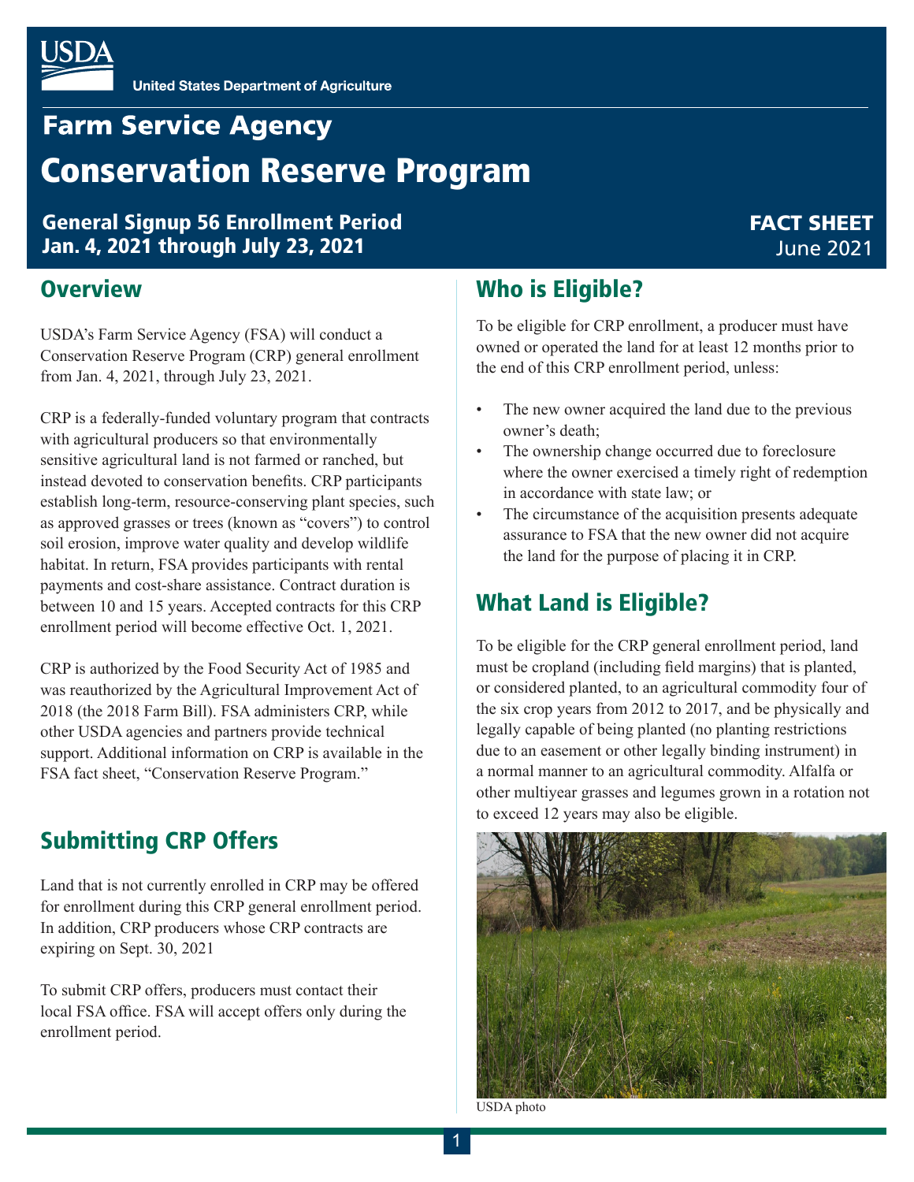USDA

United States Department of Agriculture

# Farm Service Agency

# Conservation Reserve Program

**General Signup 56 Enrollment Period**
**Jan. 4, 2021 through July 23, 2021**

**FACT SHEET**
June 2021

## Overview

USDA's Farm Service Agency (FSA) will conduct a Conservation Reserve Program (CRP) general enrollment from Jan. 4, 2021, through July 23, 2021.

CRP is a federally-funded voluntary program that contracts with agricultural producers so that environmentally sensitive agricultural land is not farmed or ranched, but instead devoted to conservation benefits. CRP participants establish long-term, resource-conserving plant species, such as approved grasses or trees (known as "covers") to control soil erosion, improve water quality and develop wildlife habitat. In return, FSA provides participants with rental payments and cost-share assistance. Contract duration is between 10 and 15 years. Accepted contracts for this CRP enrollment period will become effective Oct. 1, 2021.

CRP is authorized by the Food Security Act of 1985 and was reauthorized by the Agricultural Improvement Act of 2018 (the 2018 Farm Bill). FSA administers CRP, while other USDA agencies and partners provide technical support. Additional information on CRP is available in the FSA fact sheet, "Conservation Reserve Program."

## Submitting CRP Offers

Land that is not currently enrolled in CRP may be offered for enrollment during this CRP general enrollment period. In addition, CRP producers whose CRP contracts are expiring on Sept. 30, 2021

To submit CRP offers, producers must contact their local FSA office. FSA will accept offers only during the enrollment period.

## Who is Eligible?

To be eligible for CRP enrollment, a producer must have owned or operated the land for at least 12 months prior to the end of this CRP enrollment period, unless:

- The new owner acquired the land due to the previous owner's death;
- The ownership change occurred due to foreclosure where the owner exercised a timely right of redemption in accordance with state law; or
- The circumstance of the acquisition presents adequate assurance to FSA that the new owner did not acquire the land for the purpose of placing it in CRP.

## What Land is Eligible?

To be eligible for the CRP general enrollment period, land must be cropland (including field margins) that is planted, or considered planted, to an agricultural commodity four of the six crop years from 2012 to 2017, and be physically and legally capable of being planted (no planting restrictions due to an easement or other legally binding instrument) in a normal manner to an agricultural commodity. Alfalfa or other multiyear grasses and legumes grown in a rotation not to exceed 12 years may also be eligible.

USDA photo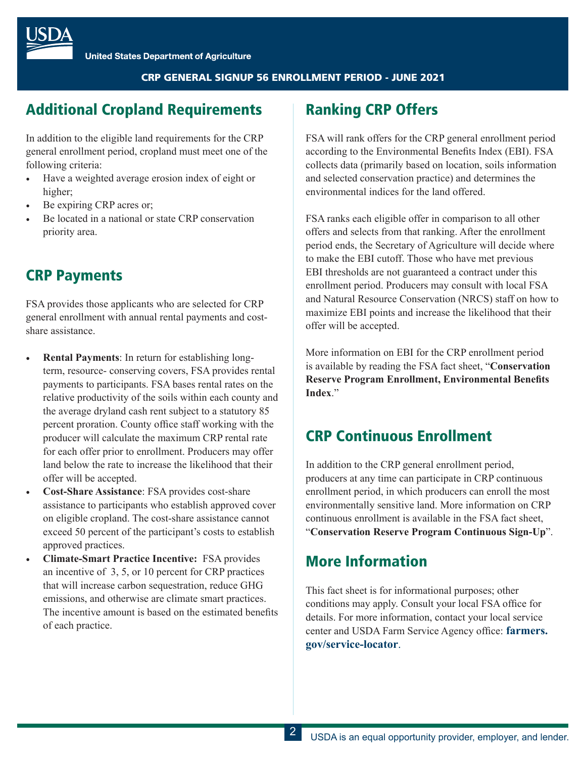## Additional Cropland Requirements

In addition to the eligible land requirements for the CRP general enrollment period, cropland must meet one of the following criteria:

- Have a weighted average erosion index of eight or higher;
- Be expiring CRP acres or;
- Be located in a national or state CRP conservation priority area.

## CRP Payments

FSA provides those applicants who are selected for CRP general enrollment with annual rental payments and cost-share assistance.

- **Rental Payments**: In return for establishing long-term, resource- conserving covers, FSA provides rental payments to participants. FSA bases rental rates on the relative productivity of the soils within each county and the average dryland cash rent subject to a statutory 85 percent proration. County office staff working with the producer will calculate the maximum CRP rental rate for each offer prior to enrollment. Producers may offer land below the rate to increase the likelihood that their offer will be accepted.
- **Cost-Share Assistance**: FSA provides cost-share assistance to participants who establish approved cover on eligible cropland. The cost-share assistance cannot exceed 50 percent of the participant's costs to establish approved practices.
- **Climate-Smart Practice Incentive:** FSA provides an incentive of 3, 5, or 10 percent for CRP practices that will increase carbon sequestration, reduce GHG emissions, and otherwise are climate smart practices. The incentive amount is based on the estimated benefits of each practice.

## Ranking CRP Offers

FSA will rank offers for the CRP general enrollment period according to the Environmental Benefits Index (EBI). FSA collects data (primarily based on location, soils information and selected conservation practice) and determines the environmental indices for the land offered.

FSA ranks each eligible offer in comparison to all other offers and selects from that ranking. After the enrollment period ends, the Secretary of Agriculture will decide where to make the EBI cutoff. Those who have met previous EBI thresholds are not guaranteed a contract under this enrollment period. Producers may consult with local FSA and Natural Resource Conservation (NRCS) staff on how to maximize EBI points and increase the likelihood that their offer will be accepted.

More information on EBI for the CRP enrollment period is available by reading the FSA fact sheet, "**Conservation Reserve Program Enrollment, Environmental Benefits Index**."

## CRP Continuous Enrollment

In addition to the CRP general enrollment period, producers at any time can participate in CRP continuous enrollment period, in which producers can enroll the most environmentally sensitive land. More information on CRP continuous enrollment is available in the FSA fact sheet, "**Conservation Reserve Program Continuous Sign-Up**".

## More Information

This fact sheet is for informational purposes; other conditions may apply. Consult your local FSA office for details. For more information, contact your local service center and USDA Farm Service Agency office: **farmers.gov/service-locator**.

USDA is an equal opportunity provider, employer, and lender.